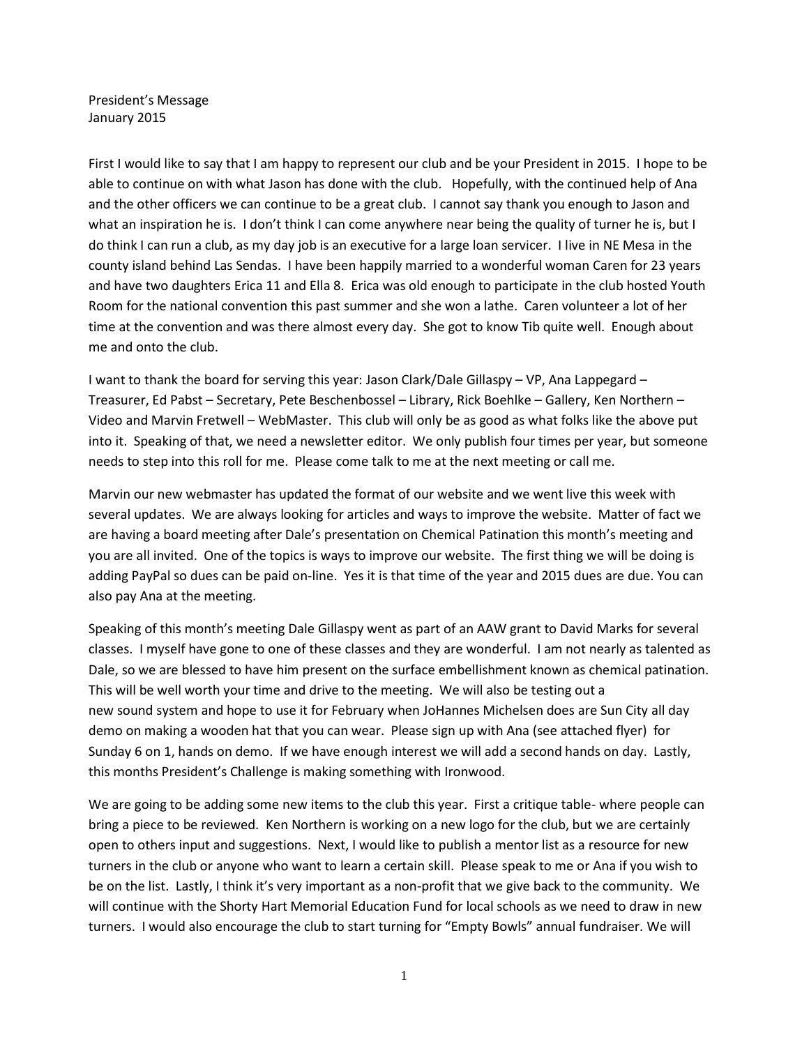President's Message
January 2015

First I would like to say that I am happy to represent our club and be your President in 2015. I hope to be able to continue on with what Jason has done with the club. Hopefully, with the continued help of Ana and the other officers we can continue to be a great club. I cannot say thank you enough to Jason and what an inspiration he is. I don't think I can come anywhere near being the quality of turner he is, but I do think I can run a club, as my day job is an executive for a large loan servicer. I live in NE Mesa in the county island behind Las Sendas. I have been happily married to a wonderful woman Caren for 23 years and have two daughters Erica 11 and Ella 8. Erica was old enough to participate in the club hosted Youth Room for the national convention this past summer and she won a lathe. Caren volunteer a lot of her time at the convention and was there almost every day. She got to know Tib quite well. Enough about me and onto the club.

I want to thank the board for serving this year: Jason Clark/Dale Gillaspy – VP, Ana Lappegard – Treasurer, Ed Pabst – Secretary, Pete Beschenbossel – Library, Rick Boehlke – Gallery, Ken Northern – Video and Marvin Fretwell – WebMaster. This club will only be as good as what folks like the above put into it. Speaking of that, we need a newsletter editor. We only publish four times per year, but someone needs to step into this roll for me. Please come talk to me at the next meeting or call me.

Marvin our new webmaster has updated the format of our website and we went live this week with several updates. We are always looking for articles and ways to improve the website. Matter of fact we are having a board meeting after Dale's presentation on Chemical Patination this month's meeting and you are all invited. One of the topics is ways to improve our website. The first thing we will be doing is adding PayPal so dues can be paid on-line. Yes it is that time of the year and 2015 dues are due. You can also pay Ana at the meeting.

Speaking of this month's meeting Dale Gillaspy went as part of an AAW grant to David Marks for several classes. I myself have gone to one of these classes and they are wonderful. I am not nearly as talented as Dale, so we are blessed to have him present on the surface embellishment known as chemical patination. This will be well worth your time and drive to the meeting. We will also be testing out a new sound system and hope to use it for February when JoHannes Michelsen does are Sun City all day demo on making a wooden hat that you can wear. Please sign up with Ana (see attached flyer) for Sunday 6 on 1, hands on demo. If we have enough interest we will add a second hands on day. Lastly, this months President's Challenge is making something with Ironwood.

We are going to be adding some new items to the club this year. First a critique table- where people can bring a piece to be reviewed. Ken Northern is working on a new logo for the club, but we are certainly open to others input and suggestions. Next, I would like to publish a mentor list as a resource for new turners in the club or anyone who want to learn a certain skill. Please speak to me or Ana if you wish to be on the list. Lastly, I think it's very important as a non-profit that we give back to the community. We will continue with the Shorty Hart Memorial Education Fund for local schools as we need to draw in new turners. I would also encourage the club to start turning for "Empty Bowls" annual fundraiser. We will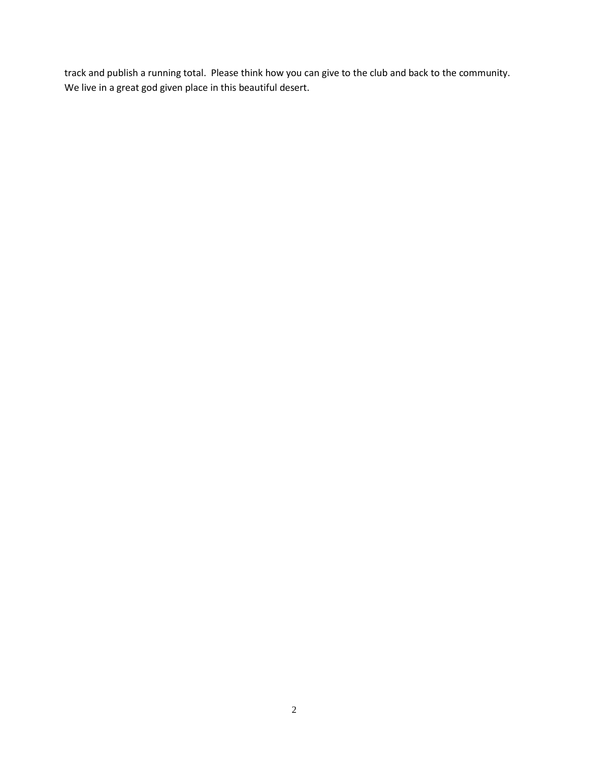track and publish a running total. Please think how you can give to the club and back to the community. We live in a great god given place in this beautiful desert.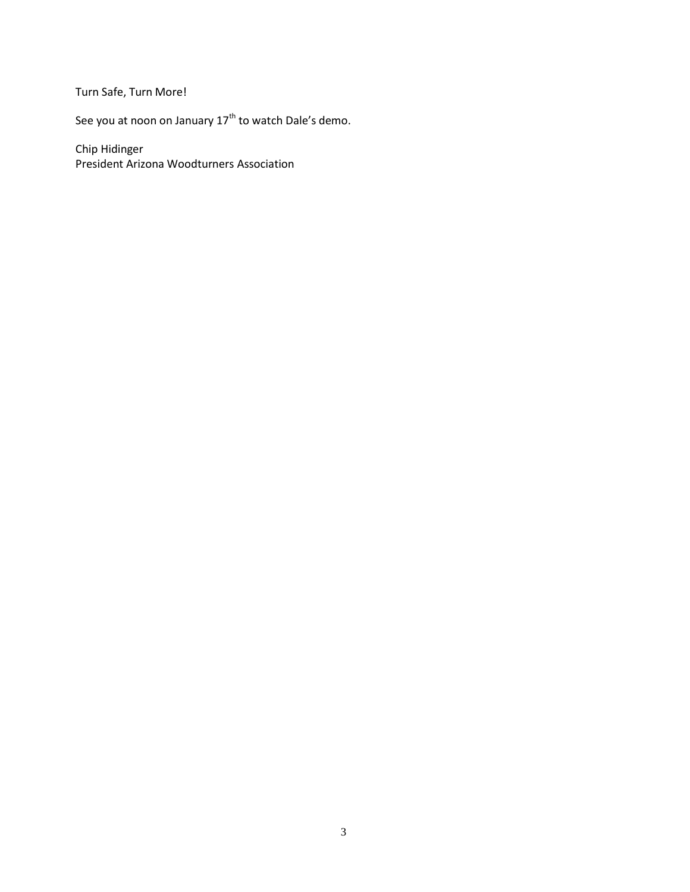Turn Safe, Turn More!

See you at noon on January 17th to watch Dale's demo.

Chip Hidinger  
President Arizona Woodturners Association